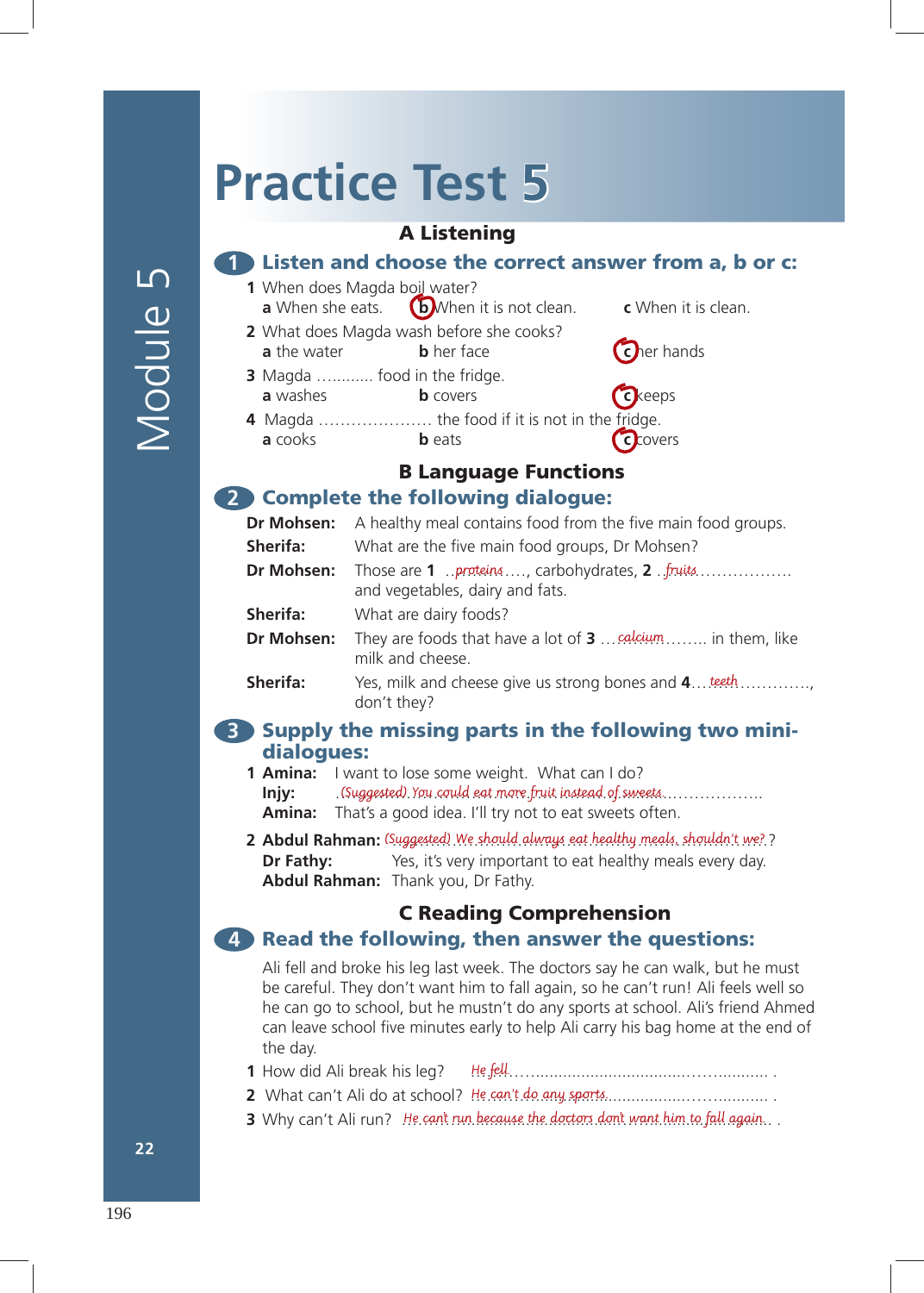# Practice Test 5

## A Listening

### 1 Listen and choose the correct answer from a, b or c:

1 When does Magda boil water?
   a When she eats.   **(b)** When it is not clean.   c When it is clean.
2 What does Magda wash before she cooks?
   a the water   b her face   **(c)** her hands
3 Magda ............ food in the fridge.
   a washes   b covers   **(c)** keeps
4 Magda ..................... the food if it is not in the fridge.
   a cooks   b eats   **(c)** covers

## B Language Functions

### 2 Complete the following dialogue:

**Dr Mohsen:** A healthy meal contains food from the five main food groups.
**Sherifa:** What are the five main food groups, Dr Mohsen?
**Dr Mohsen:** Those are **1** ..*proteins*...., carbohydrates, **2** ..*fruits*................. and vegetables, dairy and fats.
**Sherifa:** What are dairy foods?
**Dr Mohsen:** They are foods that have a lot of **3** ...*calcium*........ in them, like milk and cheese.
**Sherifa:** Yes, milk and cheese give us strong bones and **4**...*teeth*............., don't they?

### 3 Supply the missing parts in the following two mini-dialogues:

1 **Amina:** I want to lose some weight. What can I do?
   **Injy:** *(Suggested) You could eat more fruit instead of sweets*..................
   **Amina:** That's a good idea. I'll try not to eat sweets often.

2 **Abdul Rahman:** *(Suggested) We should always eat healthy meals, shouldn't we?* ?
   **Dr Fathy:** Yes, it's very important to eat healthy meals every day.
   **Abdul Rahman:** Thank you, Dr Fathy.

## C Reading Comprehension

### 4 Read the following, then answer the questions:

Ali fell and broke his leg last week. The doctors say he can walk, but he must be careful. They don't want him to fall again, so he can't run! Ali feels well so he can go to school, but he mustn't do any sports at school. Ali's friend Ahmed can leave school five minutes early to help Ali carry his bag home at the end of the day.

1 How did Ali break his leg? *He fell*....................................... .
2 What can't Ali do at school? *He can't do any sports*.................................. .
3 Why can't Ali run? *He can't run because the doctors don't want him to fall again*.. .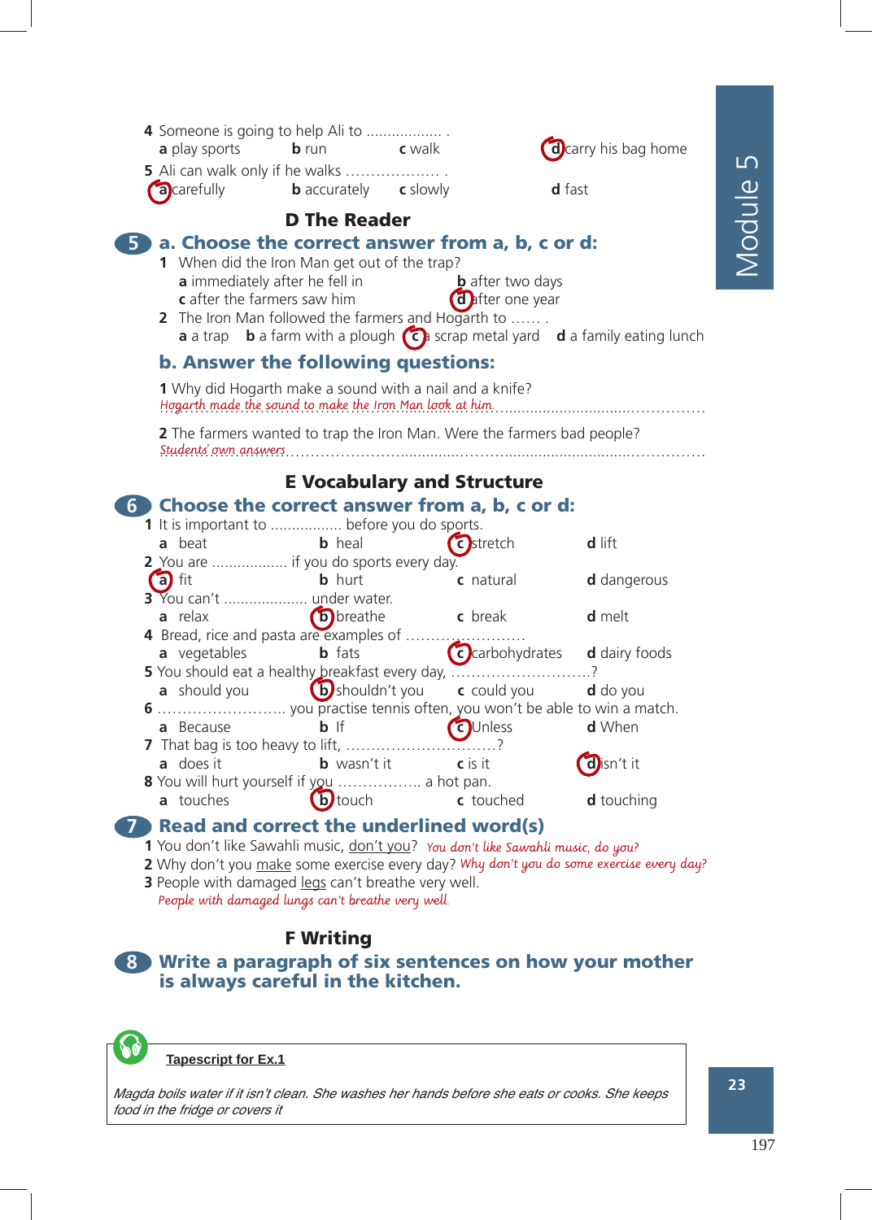4 Someone is going to help Ali to .................. .

**a** play sports **b** run **c** walk **(d)** carry his bag home

5 Ali can walk only if he walks ................... .

**(a)** carefully **b** accurately **c** slowly **d** fast

## D The Reader

### 5 a. Choose the correct answer from a, b, c or d:

1 When did the Iron Man get out of the trap?

**a** immediately after he fell in **b** after two days
**c** after the farmers saw him **(d)** after one year

2 The Iron Man followed the farmers and Hogarth to …… .

**a** a trap **b** a farm with a plough **(c)** a scrap metal yard **d** a family eating lunch

### b. Answer the following questions:

**1** Why did Hogarth make a sound with a nail and a knife?

*Hogarth made the sound to make the Iron Man look at him.*

**2** The farmers wanted to trap the Iron Man. Were the farmers bad people?

*Students' own answers*

## E Vocabulary and Structure

### 6 Choose the correct answer from a, b, c or d:

**1** It is important to ................ before you do sports.

**a** beat **b** heal **(c)** stretch **d** lift

**2** You are ................. if you do sports every day.

**(a)** fit **b** hurt **c** natural **d** dangerous

**3** You can't ................... under water.

**a** relax **(b)** breathe **c** break **d** melt

**4** Bread, rice and pasta are examples of ........................

**a** vegetables **b** fats **(c)** carbohydrates **d** dairy foods

**5** You should eat a healthy breakfast every day, ...........................?

**a** should you **(b)** shouldn't you **c** could you **d** do you

**6** ......................... you practise tennis often, you won't be able to win a match.

**a** Because **b** If **(c)** Unless **d** When

**7** That bag is too heavy to lift, .............................?

**a** does it **b** wasn't it **c** is it **(d)** isn't it

**8** You will hurt yourself if you ................ a hot pan.

**a** touches **(b)** touch **c** touched **d** touching

### 7 Read and correct the underlined word(s)

**1** You don't like Sawahli music, <u>don't you</u>? *You don't like Sawahli music, do you?*

**2** Why don't you <u>make</u> some exercise every day? *Why don't you do some exercise every day?*

**3** People with damaged <u>legs</u> can't breathe very well.
*People with damaged lungs can't breathe very well.*

## F Writing

### 8 Write a paragraph of six sentences on how your mother is always careful in the kitchen.

---

**<u>Tapescript for Ex.1</u>**

*Magda boils water if it isn't clean. She washes her hands before she eats or cooks. She keeps food in the fridge or covers it*